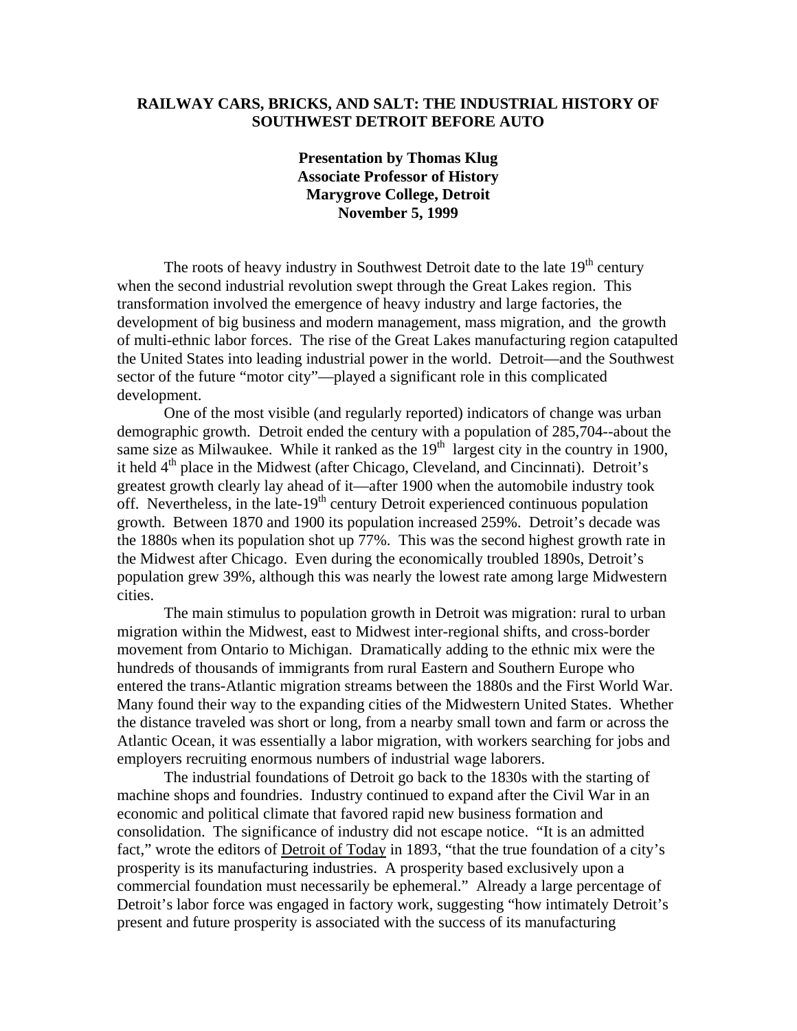# RAILWAY CARS, BRICKS, AND SALT: THE INDUSTRIAL HISTORY OF SOUTHWEST DETROIT BEFORE AUTO

**Presentation by Thomas Klug**
**Associate Professor of History**
**Marygrove College, Detroit**
**November 5, 1999**

The roots of heavy industry in Southwest Detroit date to the late 19th century when the second industrial revolution swept through the Great Lakes region. This transformation involved the emergence of heavy industry and large factories, the development of big business and modern management, mass migration, and the growth of multi-ethnic labor forces. The rise of the Great Lakes manufacturing region catapulted the United States into leading industrial power in the world. Detroit—and the Southwest sector of the future "motor city"—played a significant role in this complicated development.

One of the most visible (and regularly reported) indicators of change was urban demographic growth. Detroit ended the century with a population of 285,704--about the same size as Milwaukee. While it ranked as the 19th largest city in the country in 1900, it held 4th place in the Midwest (after Chicago, Cleveland, and Cincinnati). Detroit's greatest growth clearly lay ahead of it—after 1900 when the automobile industry took off. Nevertheless, in the late-19th century Detroit experienced continuous population growth. Between 1870 and 1900 its population increased 259%. Detroit's decade was the 1880s when its population shot up 77%. This was the second highest growth rate in the Midwest after Chicago. Even during the economically troubled 1890s, Detroit's population grew 39%, although this was nearly the lowest rate among large Midwestern cities.

The main stimulus to population growth in Detroit was migration: rural to urban migration within the Midwest, east to Midwest inter-regional shifts, and cross-border movement from Ontario to Michigan. Dramatically adding to the ethnic mix were the hundreds of thousands of immigrants from rural Eastern and Southern Europe who entered the trans-Atlantic migration streams between the 1880s and the First World War. Many found their way to the expanding cities of the Midwestern United States. Whether the distance traveled was short or long, from a nearby small town and farm or across the Atlantic Ocean, it was essentially a labor migration, with workers searching for jobs and employers recruiting enormous numbers of industrial wage laborers.

The industrial foundations of Detroit go back to the 1830s with the starting of machine shops and foundries. Industry continued to expand after the Civil War in an economic and political climate that favored rapid new business formation and consolidation. The significance of industry did not escape notice. "It is an admitted fact," wrote the editors of Detroit of Today in 1893, "that the true foundation of a city's prosperity is its manufacturing industries. A prosperity based exclusively upon a commercial foundation must necessarily be ephemeral." Already a large percentage of Detroit's labor force was engaged in factory work, suggesting "how intimately Detroit's present and future prosperity is associated with the success of its manufacturing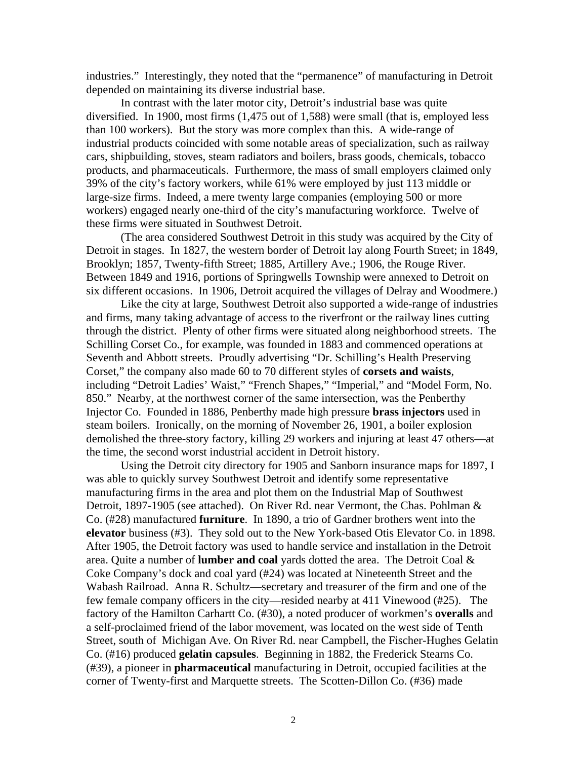industries." Interestingly, they noted that the "permanence" of manufacturing in Detroit depended on maintaining its diverse industrial base.

In contrast with the later motor city, Detroit's industrial base was quite diversified. In 1900, most firms (1,475 out of 1,588) were small (that is, employed less than 100 workers). But the story was more complex than this. A wide-range of industrial products coincided with some notable areas of specialization, such as railway cars, shipbuilding, stoves, steam radiators and boilers, brass goods, chemicals, tobacco products, and pharmaceuticals. Furthermore, the mass of small employers claimed only 39% of the city's factory workers, while 61% were employed by just 113 middle or large-size firms. Indeed, a mere twenty large companies (employing 500 or more workers) engaged nearly one-third of the city's manufacturing workforce. Twelve of these firms were situated in Southwest Detroit.

(The area considered Southwest Detroit in this study was acquired by the City of Detroit in stages. In 1827, the western border of Detroit lay along Fourth Street; in 1849, Brooklyn; 1857, Twenty-fifth Street; 1885, Artillery Ave.; 1906, the Rouge River. Between 1849 and 1916, portions of Springwells Township were annexed to Detroit on six different occasions. In 1906, Detroit acquired the villages of Delray and Woodmere.)

Like the city at large, Southwest Detroit also supported a wide-range of industries and firms, many taking advantage of access to the riverfront or the railway lines cutting through the district. Plenty of other firms were situated along neighborhood streets. The Schilling Corset Co., for example, was founded in 1883 and commenced operations at Seventh and Abbott streets. Proudly advertising "Dr. Schilling's Health Preserving Corset," the company also made 60 to 70 different styles of **corsets and waists**, including "Detroit Ladies' Waist," "French Shapes," "Imperial," and "Model Form, No. 850." Nearby, at the northwest corner of the same intersection, was the Penberthy Injector Co. Founded in 1886, Penberthy made high pressure **brass injectors** used in steam boilers. Ironically, on the morning of November 26, 1901, a boiler explosion demolished the three-story factory, killing 29 workers and injuring at least 47 others—at the time, the second worst industrial accident in Detroit history.

Using the Detroit city directory for 1905 and Sanborn insurance maps for 1897, I was able to quickly survey Southwest Detroit and identify some representative manufacturing firms in the area and plot them on the Industrial Map of Southwest Detroit, 1897-1905 (see attached). On River Rd. near Vermont, the Chas. Pohlman & Co. (#28) manufactured **furniture**. In 1890, a trio of Gardner brothers went into the **elevator** business (#3). They sold out to the New York-based Otis Elevator Co. in 1898. After 1905, the Detroit factory was used to handle service and installation in the Detroit area. Quite a number of **lumber and coal** yards dotted the area. The Detroit Coal & Coke Company's dock and coal yard (#24) was located at Nineteenth Street and the Wabash Railroad. Anna R. Schultz—secretary and treasurer of the firm and one of the few female company officers in the city—resided nearby at 411 Vinewood (#25). The factory of the Hamilton Carhartt Co. (#30), a noted producer of workmen's **overalls** and a self-proclaimed friend of the labor movement, was located on the west side of Tenth Street, south of Michigan Ave. On River Rd. near Campbell, the Fischer-Hughes Gelatin Co. (#16) produced **gelatin capsules**. Beginning in 1882, the Frederick Stearns Co. (#39), a pioneer in **pharmaceutical** manufacturing in Detroit, occupied facilities at the corner of Twenty-first and Marquette streets. The Scotten-Dillon Co. (#36) made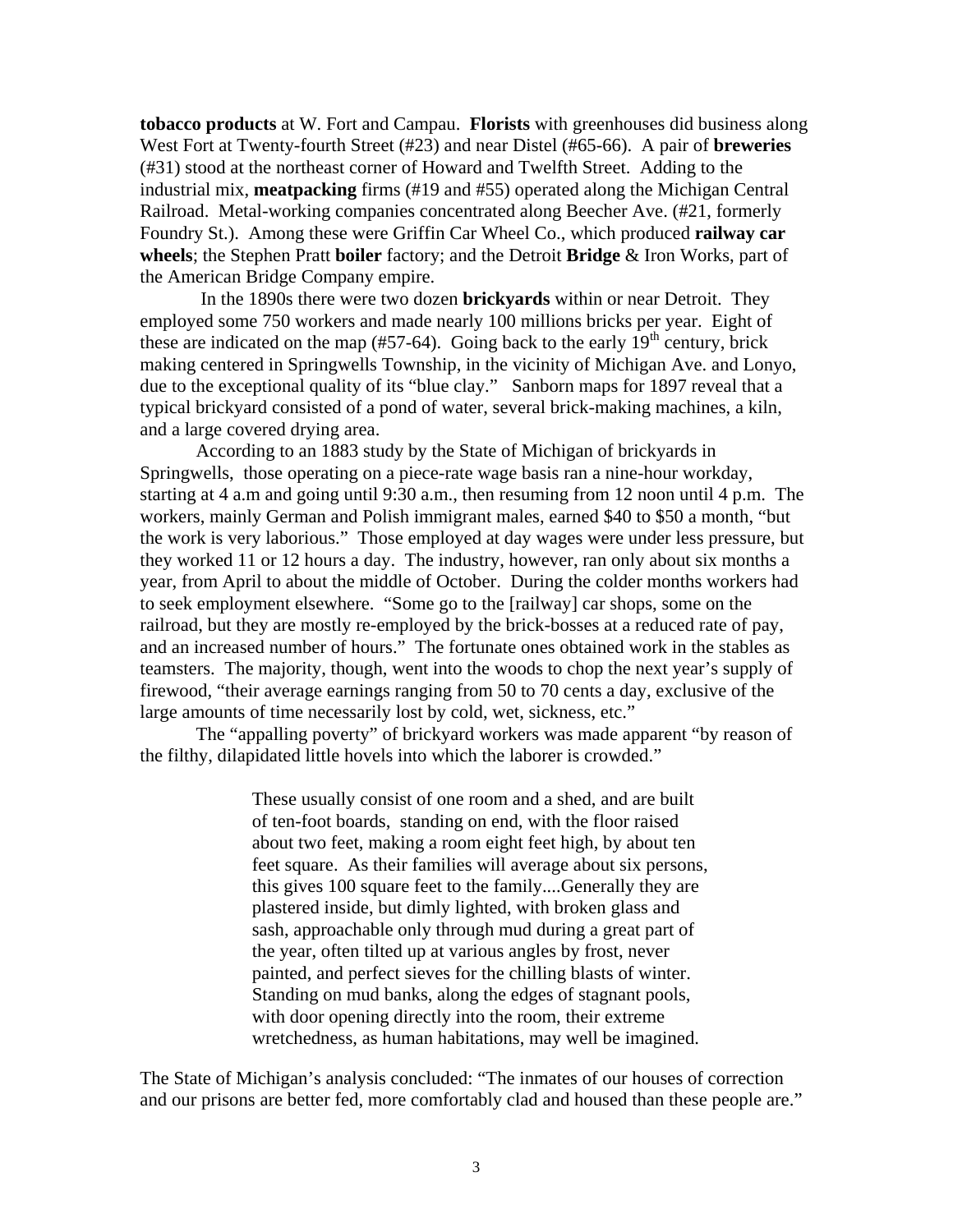**tobacco products** at W. Fort and Campau. **Florists** with greenhouses did business along West Fort at Twenty-fourth Street (#23) and near Distel (#65-66). A pair of **breweries** (#31) stood at the northeast corner of Howard and Twelfth Street. Adding to the industrial mix, **meatpacking** firms (#19 and #55) operated along the Michigan Central Railroad. Metal-working companies concentrated along Beecher Ave. (#21, formerly Foundry St.). Among these were Griffin Car Wheel Co., which produced **railway car wheels**; the Stephen Pratt **boiler** factory; and the Detroit **Bridge** & Iron Works, part of the American Bridge Company empire.

In the 1890s there were two dozen **brickyards** within or near Detroit. They employed some 750 workers and made nearly 100 millions bricks per year. Eight of these are indicated on the map (#57-64). Going back to the early 19th century, brick making centered in Springwells Township, in the vicinity of Michigan Ave. and Lonyo, due to the exceptional quality of its "blue clay." Sanborn maps for 1897 reveal that a typical brickyard consisted of a pond of water, several brick-making machines, a kiln, and a large covered drying area.

According to an 1883 study by the State of Michigan of brickyards in Springwells, those operating on a piece-rate wage basis ran a nine-hour workday, starting at 4 a.m and going until 9:30 a.m., then resuming from 12 noon until 4 p.m. The workers, mainly German and Polish immigrant males, earned $40 to $50 a month, "but the work is very laborious." Those employed at day wages were under less pressure, but they worked 11 or 12 hours a day. The industry, however, ran only about six months a year, from April to about the middle of October. During the colder months workers had to seek employment elsewhere. "Some go to the [railway] car shops, some on the railroad, but they are mostly re-employed by the brick-bosses at a reduced rate of pay, and an increased number of hours." The fortunate ones obtained work in the stables as teamsters. The majority, though, went into the woods to chop the next year's supply of firewood, "their average earnings ranging from 50 to 70 cents a day, exclusive of the large amounts of time necessarily lost by cold, wet, sickness, etc."

The "appalling poverty" of brickyard workers was made apparent "by reason of the filthy, dilapidated little hovels into which the laborer is crowded."

> These usually consist of one room and a shed, and are built of ten-foot boards, standing on end, with the floor raised about two feet, making a room eight feet high, by about ten feet square. As their families will average about six persons, this gives 100 square feet to the family....Generally they are plastered inside, but dimly lighted, with broken glass and sash, approachable only through mud during a great part of the year, often tilted up at various angles by frost, never painted, and perfect sieves for the chilling blasts of winter. Standing on mud banks, along the edges of stagnant pools, with door opening directly into the room, their extreme wretchedness, as human habitations, may well be imagined.

The State of Michigan's analysis concluded: "The inmates of our houses of correction and our prisons are better fed, more comfortably clad and housed than these people are."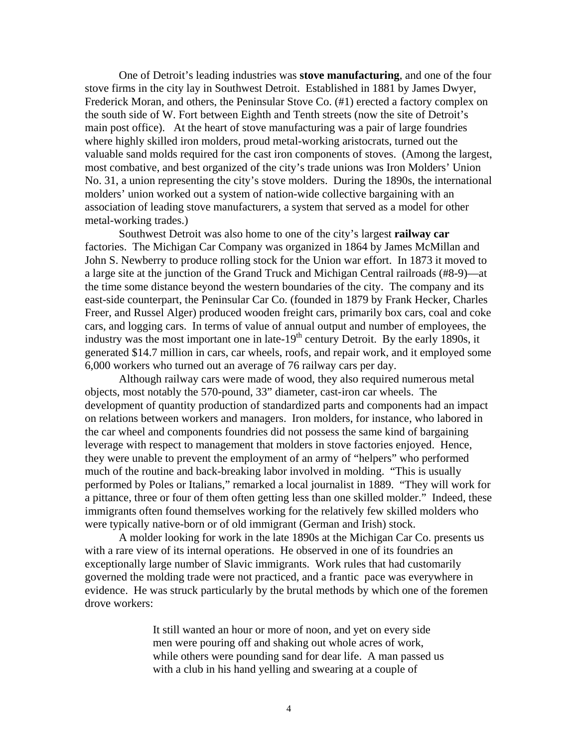One of Detroit's leading industries was **stove manufacturing**, and one of the four stove firms in the city lay in Southwest Detroit. Established in 1881 by James Dwyer, Frederick Moran, and others, the Peninsular Stove Co. (#1) erected a factory complex on the south side of W. Fort between Eighth and Tenth streets (now the site of Detroit's main post office). At the heart of stove manufacturing was a pair of large foundries where highly skilled iron molders, proud metal-working aristocrats, turned out the valuable sand molds required for the cast iron components of stoves. (Among the largest, most combative, and best organized of the city's trade unions was Iron Molders' Union No. 31, a union representing the city's stove molders. During the 1890s, the international molders' union worked out a system of nation-wide collective bargaining with an association of leading stove manufacturers, a system that served as a model for other metal-working trades.)

Southwest Detroit was also home to one of the city's largest **railway car** factories. The Michigan Car Company was organized in 1864 by James McMillan and John S. Newberry to produce rolling stock for the Union war effort. In 1873 it moved to a large site at the junction of the Grand Truck and Michigan Central railroads (#8-9)—at the time some distance beyond the western boundaries of the city. The company and its east-side counterpart, the Peninsular Car Co. (founded in 1879 by Frank Hecker, Charles Freer, and Russel Alger) produced wooden freight cars, primarily box cars, coal and coke cars, and logging cars. In terms of value of annual output and number of employees, the industry was the most important one in late-19th century Detroit. By the early 1890s, it generated $14.7 million in cars, car wheels, roofs, and repair work, and it employed some 6,000 workers who turned out an average of 76 railway cars per day.

Although railway cars were made of wood, they also required numerous metal objects, most notably the 570-pound, 33" diameter, cast-iron car wheels. The development of quantity production of standardized parts and components had an impact on relations between workers and managers. Iron molders, for instance, who labored in the car wheel and components foundries did not possess the same kind of bargaining leverage with respect to management that molders in stove factories enjoyed. Hence, they were unable to prevent the employment of an army of "helpers" who performed much of the routine and back-breaking labor involved in molding. "This is usually performed by Poles or Italians," remarked a local journalist in 1889. "They will work for a pittance, three or four of them often getting less than one skilled molder." Indeed, these immigrants often found themselves working for the relatively few skilled molders who were typically native-born or of old immigrant (German and Irish) stock.

A molder looking for work in the late 1890s at the Michigan Car Co. presents us with a rare view of its internal operations. He observed in one of its foundries an exceptionally large number of Slavic immigrants. Work rules that had customarily governed the molding trade were not practiced, and a frantic pace was everywhere in evidence. He was struck particularly by the brutal methods by which one of the foremen drove workers:

> It still wanted an hour or more of noon, and yet on every side men were pouring off and shaking out whole acres of work, while others were pounding sand for dear life. A man passed us with a club in his hand yelling and swearing at a couple of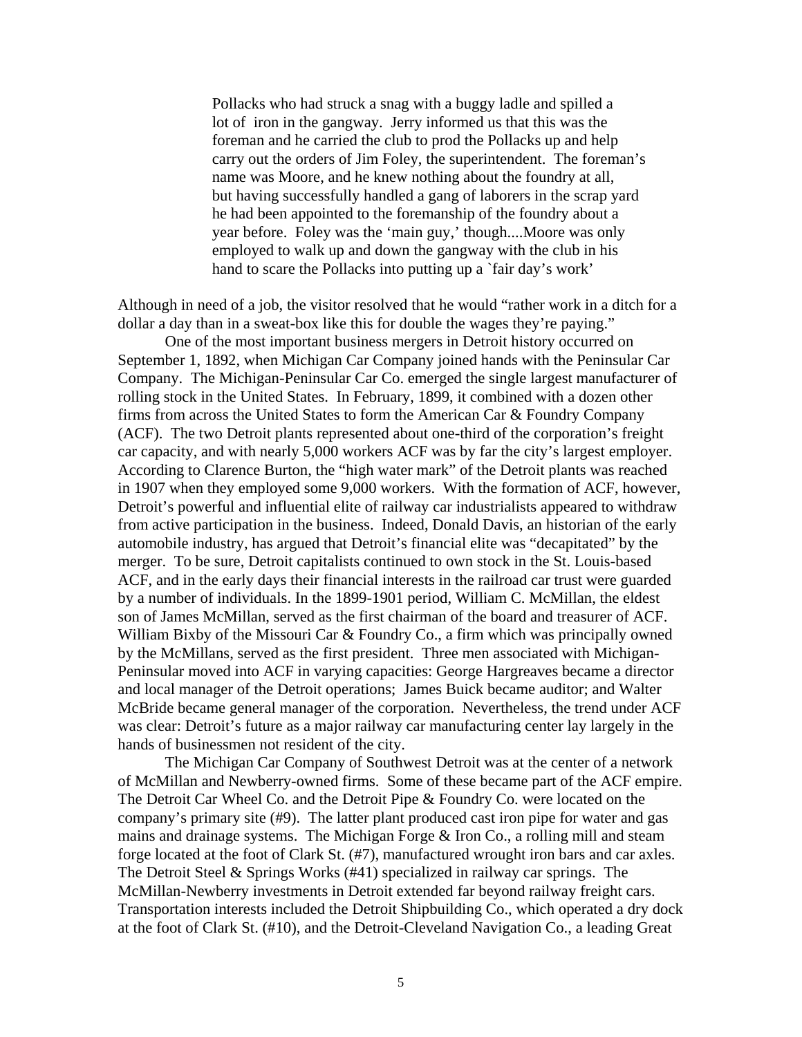> Pollacks who had struck a snag with a buggy ladle and spilled a lot of iron in the gangway. Jerry informed us that this was the foreman and he carried the club to prod the Pollacks up and help carry out the orders of Jim Foley, the superintendent. The foreman's name was Moore, and he knew nothing about the foundry at all, but having successfully handled a gang of laborers in the scrap yard he had been appointed to the foremanship of the foundry about a year before. Foley was the 'main guy,' though....Moore was only employed to walk up and down the gangway with the club in his hand to scare the Pollacks into putting up a `fair day's work'

Although in need of a job, the visitor resolved that he would "rather work in a ditch for a dollar a day than in a sweat-box like this for double the wages they're paying."

One of the most important business mergers in Detroit history occurred on September 1, 1892, when Michigan Car Company joined hands with the Peninsular Car Company. The Michigan-Peninsular Car Co. emerged the single largest manufacturer of rolling stock in the United States. In February, 1899, it combined with a dozen other firms from across the United States to form the American Car & Foundry Company (ACF). The two Detroit plants represented about one-third of the corporation's freight car capacity, and with nearly 5,000 workers ACF was by far the city's largest employer. According to Clarence Burton, the "high water mark" of the Detroit plants was reached in 1907 when they employed some 9,000 workers. With the formation of ACF, however, Detroit's powerful and influential elite of railway car industrialists appeared to withdraw from active participation in the business. Indeed, Donald Davis, an historian of the early automobile industry, has argued that Detroit's financial elite was "decapitated" by the merger. To be sure, Detroit capitalists continued to own stock in the St. Louis-based ACF, and in the early days their financial interests in the railroad car trust were guarded by a number of individuals. In the 1899-1901 period, William C. McMillan, the eldest son of James McMillan, served as the first chairman of the board and treasurer of ACF. William Bixby of the Missouri Car & Foundry Co., a firm which was principally owned by the McMillans, served as the first president. Three men associated with Michigan-Peninsular moved into ACF in varying capacities: George Hargreaves became a director and local manager of the Detroit operations; James Buick became auditor; and Walter McBride became general manager of the corporation. Nevertheless, the trend under ACF was clear: Detroit's future as a major railway car manufacturing center lay largely in the hands of businessmen not resident of the city.

The Michigan Car Company of Southwest Detroit was at the center of a network of McMillan and Newberry-owned firms. Some of these became part of the ACF empire. The Detroit Car Wheel Co. and the Detroit Pipe & Foundry Co. were located on the company's primary site (#9). The latter plant produced cast iron pipe for water and gas mains and drainage systems. The Michigan Forge & Iron Co., a rolling mill and steam forge located at the foot of Clark St. (#7), manufactured wrought iron bars and car axles. The Detroit Steel & Springs Works (#41) specialized in railway car springs. The McMillan-Newberry investments in Detroit extended far beyond railway freight cars. Transportation interests included the Detroit Shipbuilding Co., which operated a dry dock at the foot of Clark St. (#10), and the Detroit-Cleveland Navigation Co., a leading Great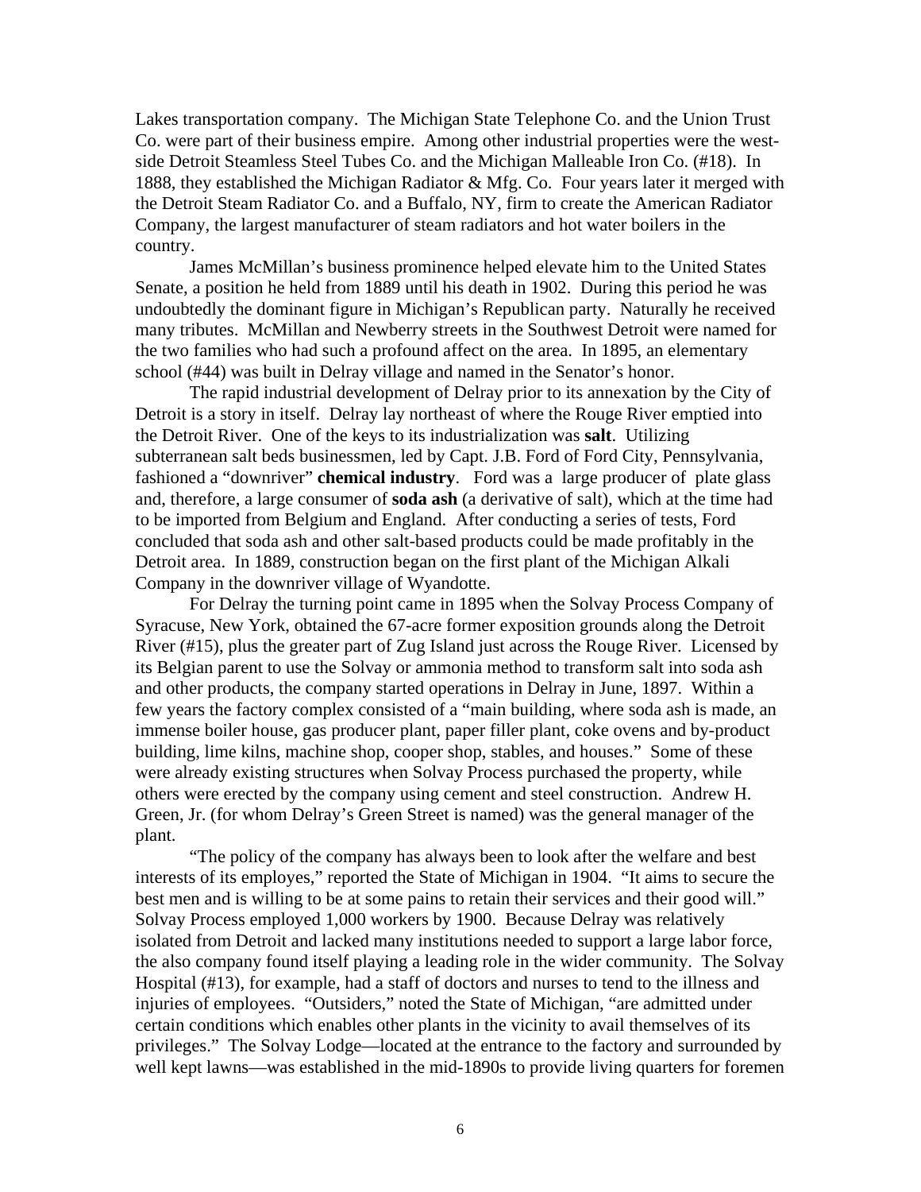Lakes transportation company. The Michigan State Telephone Co. and the Union Trust Co. were part of their business empire. Among other industrial properties were the west-side Detroit Steamless Steel Tubes Co. and the Michigan Malleable Iron Co. (#18). In 1888, they established the Michigan Radiator & Mfg. Co. Four years later it merged with the Detroit Steam Radiator Co. and a Buffalo, NY, firm to create the American Radiator Company, the largest manufacturer of steam radiators and hot water boilers in the country.

James McMillan's business prominence helped elevate him to the United States Senate, a position he held from 1889 until his death in 1902. During this period he was undoubtedly the dominant figure in Michigan's Republican party. Naturally he received many tributes. McMillan and Newberry streets in the Southwest Detroit were named for the two families who had such a profound affect on the area. In 1895, an elementary school (#44) was built in Delray village and named in the Senator's honor.

The rapid industrial development of Delray prior to its annexation by the City of Detroit is a story in itself. Delray lay northeast of where the Rouge River emptied into the Detroit River. One of the keys to its industrialization was **salt**. Utilizing subterranean salt beds businessmen, led by Capt. J.B. Ford of Ford City, Pennsylvania, fashioned a "downriver" **chemical industry**. Ford was a large producer of plate glass and, therefore, a large consumer of **soda ash** (a derivative of salt), which at the time had to be imported from Belgium and England. After conducting a series of tests, Ford concluded that soda ash and other salt-based products could be made profitably in the Detroit area. In 1889, construction began on the first plant of the Michigan Alkali Company in the downriver village of Wyandotte.

For Delray the turning point came in 1895 when the Solvay Process Company of Syracuse, New York, obtained the 67-acre former exposition grounds along the Detroit River (#15), plus the greater part of Zug Island just across the Rouge River. Licensed by its Belgian parent to use the Solvay or ammonia method to transform salt into soda ash and other products, the company started operations in Delray in June, 1897. Within a few years the factory complex consisted of a "main building, where soda ash is made, an immense boiler house, gas producer plant, paper filler plant, coke ovens and by-product building, lime kilns, machine shop, cooper shop, stables, and houses." Some of these were already existing structures when Solvay Process purchased the property, while others were erected by the company using cement and steel construction. Andrew H. Green, Jr. (for whom Delray's Green Street is named) was the general manager of the plant.

"The policy of the company has always been to look after the welfare and best interests of its employes," reported the State of Michigan in 1904. "It aims to secure the best men and is willing to be at some pains to retain their services and their good will." Solvay Process employed 1,000 workers by 1900. Because Delray was relatively isolated from Detroit and lacked many institutions needed to support a large labor force, the also company found itself playing a leading role in the wider community. The Solvay Hospital (#13), for example, had a staff of doctors and nurses to tend to the illness and injuries of employees. "Outsiders," noted the State of Michigan, "are admitted under certain conditions which enables other plants in the vicinity to avail themselves of its privileges." The Solvay Lodge—located at the entrance to the factory and surrounded by well kept lawns—was established in the mid-1890s to provide living quarters for foremen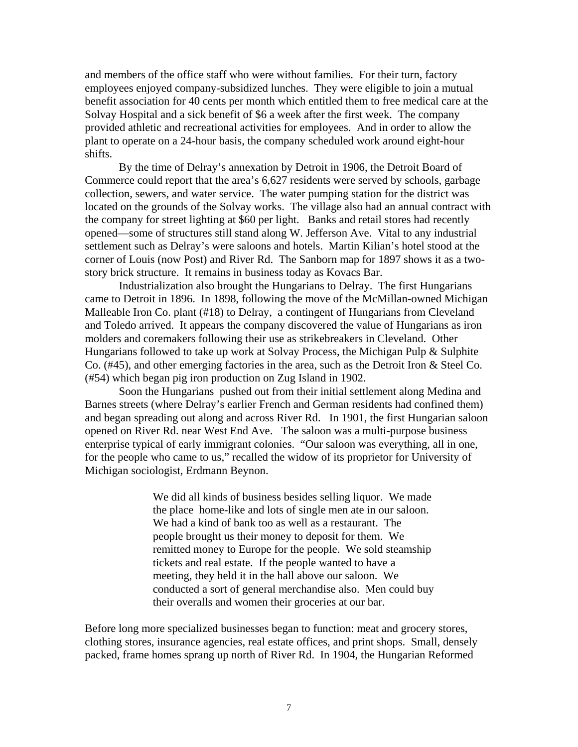and members of the office staff who were without families. For their turn, factory employees enjoyed company-subsidized lunches. They were eligible to join a mutual benefit association for 40 cents per month which entitled them to free medical care at the Solvay Hospital and a sick benefit of $6 a week after the first week. The company provided athletic and recreational activities for employees. And in order to allow the plant to operate on a 24-hour basis, the company scheduled work around eight-hour shifts.

By the time of Delray's annexation by Detroit in 1906, the Detroit Board of Commerce could report that the area's 6,627 residents were served by schools, garbage collection, sewers, and water service. The water pumping station for the district was located on the grounds of the Solvay works. The village also had an annual contract with the company for street lighting at $60 per light. Banks and retail stores had recently opened—some of structures still stand along W. Jefferson Ave. Vital to any industrial settlement such as Delray's were saloons and hotels. Martin Kilian's hotel stood at the corner of Louis (now Post) and River Rd. The Sanborn map for 1897 shows it as a two-story brick structure. It remains in business today as Kovacs Bar.

Industrialization also brought the Hungarians to Delray. The first Hungarians came to Detroit in 1896. In 1898, following the move of the McMillan-owned Michigan Malleable Iron Co. plant (#18) to Delray, a contingent of Hungarians from Cleveland and Toledo arrived. It appears the company discovered the value of Hungarians as iron molders and coremakers following their use as strikebreakers in Cleveland. Other Hungarians followed to take up work at Solvay Process, the Michigan Pulp & Sulphite Co. (#45), and other emerging factories in the area, such as the Detroit Iron & Steel Co. (#54) which began pig iron production on Zug Island in 1902.

Soon the Hungarians pushed out from their initial settlement along Medina and Barnes streets (where Delray's earlier French and German residents had confined them) and began spreading out along and across River Rd. In 1901, the first Hungarian saloon opened on River Rd. near West End Ave. The saloon was a multi-purpose business enterprise typical of early immigrant colonies. "Our saloon was everything, all in one, for the people who came to us," recalled the widow of its proprietor for University of Michigan sociologist, Erdmann Beynon.

> We did all kinds of business besides selling liquor. We made the place home-like and lots of single men ate in our saloon. We had a kind of bank too as well as a restaurant. The people brought us their money to deposit for them. We remitted money to Europe for the people. We sold steamship tickets and real estate. If the people wanted to have a meeting, they held it in the hall above our saloon. We conducted a sort of general merchandise also. Men could buy their overalls and women their groceries at our bar.

Before long more specialized businesses began to function: meat and grocery stores, clothing stores, insurance agencies, real estate offices, and print shops. Small, densely packed, frame homes sprang up north of River Rd. In 1904, the Hungarian Reformed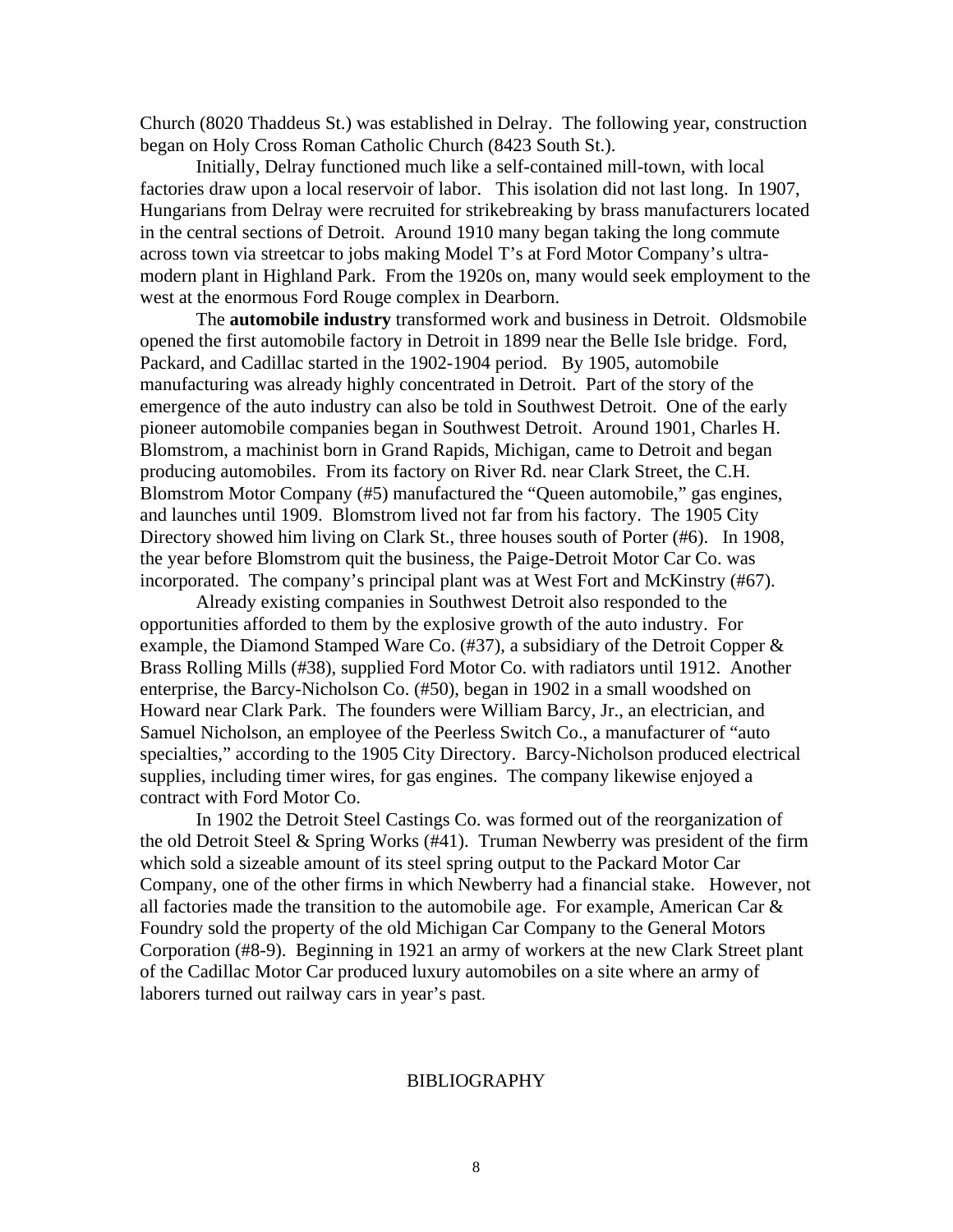Church (8020 Thaddeus St.) was established in Delray. The following year, construction began on Holy Cross Roman Catholic Church (8423 South St.).

Initially, Delray functioned much like a self-contained mill-town, with local factories draw upon a local reservoir of labor. This isolation did not last long. In 1907, Hungarians from Delray were recruited for strikebreaking by brass manufacturers located in the central sections of Detroit. Around 1910 many began taking the long commute across town via streetcar to jobs making Model T's at Ford Motor Company's ultra-modern plant in Highland Park. From the 1920s on, many would seek employment to the west at the enormous Ford Rouge complex in Dearborn.

The **automobile industry** transformed work and business in Detroit. Oldsmobile opened the first automobile factory in Detroit in 1899 near the Belle Isle bridge. Ford, Packard, and Cadillac started in the 1902-1904 period. By 1905, automobile manufacturing was already highly concentrated in Detroit. Part of the story of the emergence of the auto industry can also be told in Southwest Detroit. One of the early pioneer automobile companies began in Southwest Detroit. Around 1901, Charles H. Blomstrom, a machinist born in Grand Rapids, Michigan, came to Detroit and began producing automobiles. From its factory on River Rd. near Clark Street, the C.H. Blomstrom Motor Company (#5) manufactured the "Queen automobile," gas engines, and launches until 1909. Blomstrom lived not far from his factory. The 1905 City Directory showed him living on Clark St., three houses south of Porter (#6). In 1908, the year before Blomstrom quit the business, the Paige-Detroit Motor Car Co. was incorporated. The company's principal plant was at West Fort and McKinstry (#67).

Already existing companies in Southwest Detroit also responded to the opportunities afforded to them by the explosive growth of the auto industry. For example, the Diamond Stamped Ware Co. (#37), a subsidiary of the Detroit Copper & Brass Rolling Mills (#38), supplied Ford Motor Co. with radiators until 1912. Another enterprise, the Barcy-Nicholson Co. (#50), began in 1902 in a small woodshed on Howard near Clark Park. The founders were William Barcy, Jr., an electrician, and Samuel Nicholson, an employee of the Peerless Switch Co., a manufacturer of "auto specialties," according to the 1905 City Directory. Barcy-Nicholson produced electrical supplies, including timer wires, for gas engines. The company likewise enjoyed a contract with Ford Motor Co.

In 1902 the Detroit Steel Castings Co. was formed out of the reorganization of the old Detroit Steel & Spring Works (#41). Truman Newberry was president of the firm which sold a sizeable amount of its steel spring output to the Packard Motor Car Company, one of the other firms in which Newberry had a financial stake. However, not all factories made the transition to the automobile age. For example, American Car & Foundry sold the property of the old Michigan Car Company to the General Motors Corporation (#8-9). Beginning in 1921 an army of workers at the new Clark Street plant of the Cadillac Motor Car produced luxury automobiles on a site where an army of laborers turned out railway cars in year's past.

## BIBLIOGRAPHY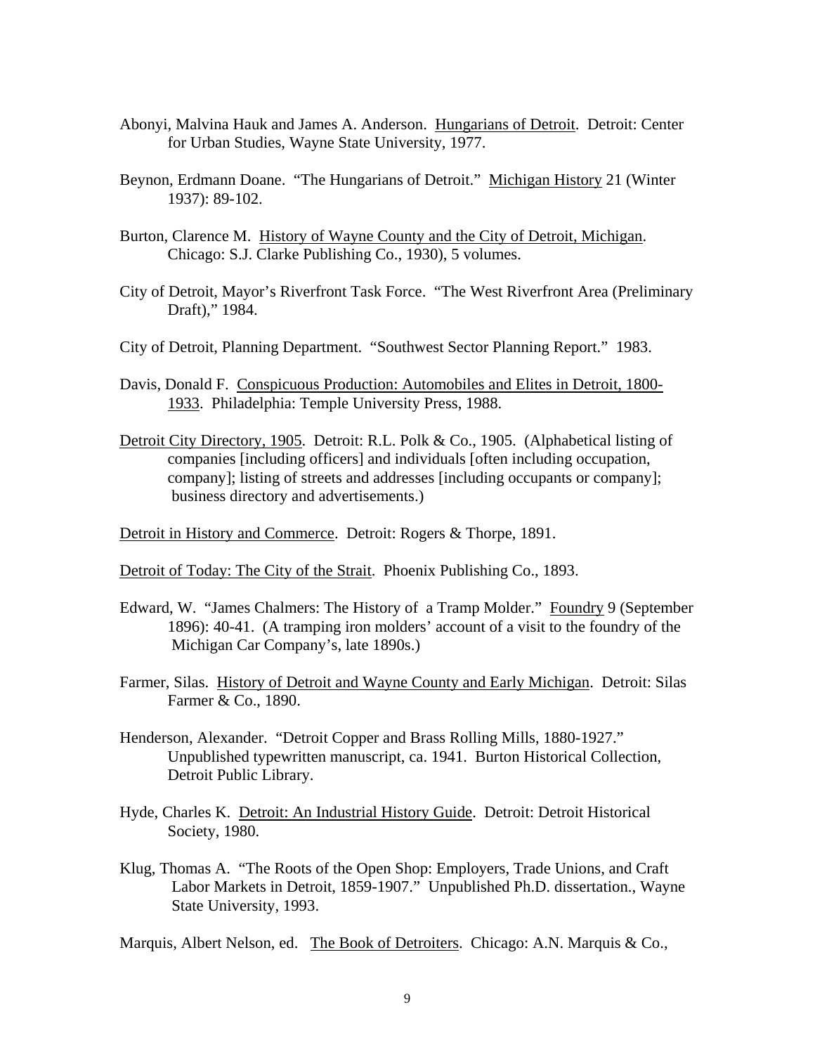Abonyi, Malvina Hauk and James A. Anderson. Hungarians of Detroit. Detroit: Center for Urban Studies, Wayne State University, 1977.

Beynon, Erdmann Doane. "The Hungarians of Detroit." Michigan History 21 (Winter 1937): 89-102.

Burton, Clarence M. History of Wayne County and the City of Detroit, Michigan. Chicago: S.J. Clarke Publishing Co., 1930), 5 volumes.

City of Detroit, Mayor's Riverfront Task Force. "The West Riverfront Area (Preliminary Draft)," 1984.

City of Detroit, Planning Department. "Southwest Sector Planning Report." 1983.

Davis, Donald F. Conspicuous Production: Automobiles and Elites in Detroit, 1800-1933. Philadelphia: Temple University Press, 1988.

Detroit City Directory, 1905. Detroit: R.L. Polk & Co., 1905. (Alphabetical listing of companies [including officers] and individuals [often including occupation, company]; listing of streets and addresses [including occupants or company]; business directory and advertisements.)

Detroit in History and Commerce. Detroit: Rogers & Thorpe, 1891.

Detroit of Today: The City of the Strait. Phoenix Publishing Co., 1893.

Edward, W. "James Chalmers: The History of a Tramp Molder." Foundry 9 (September 1896): 40-41. (A tramping iron molders' account of a visit to the foundry of the Michigan Car Company's, late 1890s.)

Farmer, Silas. History of Detroit and Wayne County and Early Michigan. Detroit: Silas Farmer & Co., 1890.

Henderson, Alexander. "Detroit Copper and Brass Rolling Mills, 1880-1927." Unpublished typewritten manuscript, ca. 1941. Burton Historical Collection, Detroit Public Library.

Hyde, Charles K. Detroit: An Industrial History Guide. Detroit: Detroit Historical Society, 1980.

Klug, Thomas A. "The Roots of the Open Shop: Employers, Trade Unions, and Craft Labor Markets in Detroit, 1859-1907." Unpublished Ph.D. dissertation., Wayne State University, 1993.

Marquis, Albert Nelson, ed. The Book of Detroiters. Chicago: A.N. Marquis & Co.,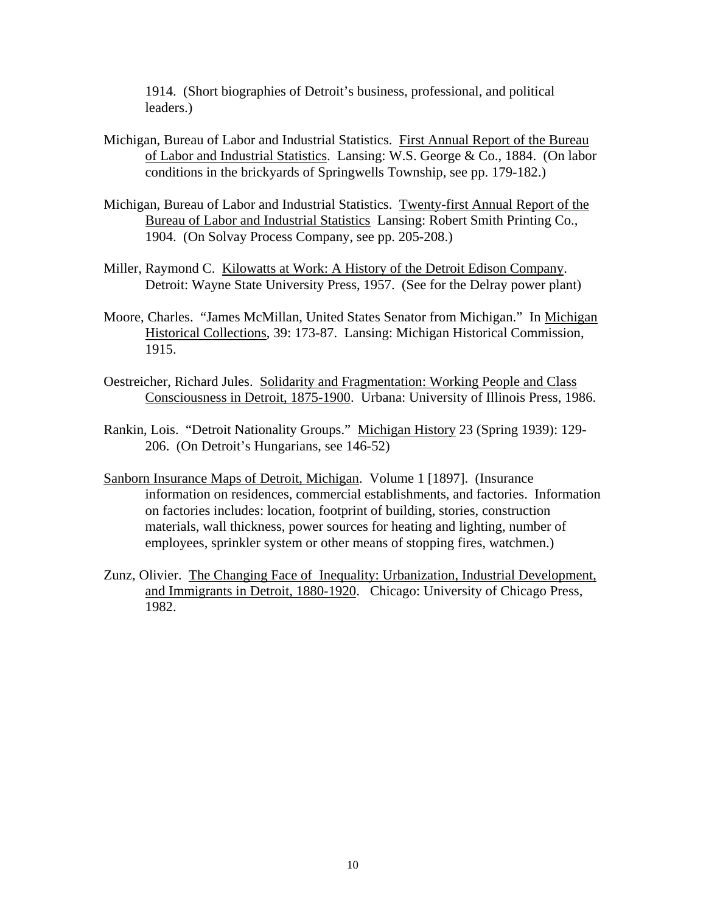1914. (Short biographies of Detroit's business, professional, and political leaders.)

Michigan, Bureau of Labor and Industrial Statistics. First Annual Report of the Bureau of Labor and Industrial Statistics. Lansing: W.S. George & Co., 1884. (On labor conditions in the brickyards of Springwells Township, see pp. 179-182.)

Michigan, Bureau of Labor and Industrial Statistics. Twenty-first Annual Report of the Bureau of Labor and Industrial Statistics Lansing: Robert Smith Printing Co., 1904. (On Solvay Process Company, see pp. 205-208.)

Miller, Raymond C. Kilowatts at Work: A History of the Detroit Edison Company. Detroit: Wayne State University Press, 1957. (See for the Delray power plant)

Moore, Charles. "James McMillan, United States Senator from Michigan." In Michigan Historical Collections, 39: 173-87. Lansing: Michigan Historical Commission, 1915.

Oestreicher, Richard Jules. Solidarity and Fragmentation: Working People and Class Consciousness in Detroit, 1875-1900. Urbana: University of Illinois Press, 1986.

Rankin, Lois. "Detroit Nationality Groups." Michigan History 23 (Spring 1939): 129-206. (On Detroit's Hungarians, see 146-52)

Sanborn Insurance Maps of Detroit, Michigan. Volume 1 [1897]. (Insurance information on residences, commercial establishments, and factories. Information on factories includes: location, footprint of building, stories, construction materials, wall thickness, power sources for heating and lighting, number of employees, sprinkler system or other means of stopping fires, watchmen.)

Zunz, Olivier. The Changing Face of Inequality: Urbanization, Industrial Development, and Immigrants in Detroit, 1880-1920. Chicago: University of Chicago Press, 1982.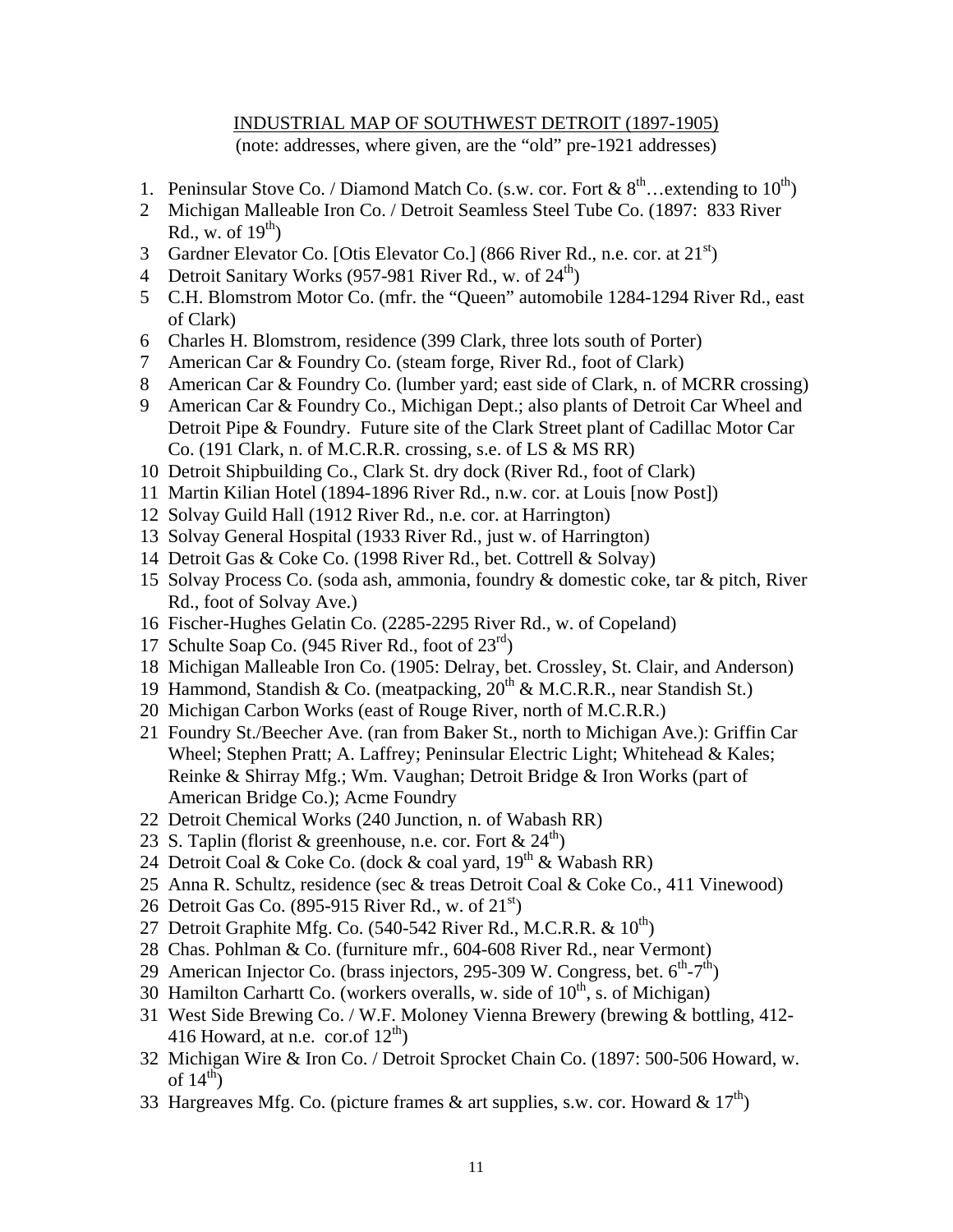INDUSTRIAL MAP OF SOUTHWEST DETROIT (1897-1905)

(note: addresses, where given, are the "old" pre-1921 addresses)

1. Peninsular Stove Co. / Diamond Match Co. (s.w. cor. Fort & 8th…extending to 10th)
2. Michigan Malleable Iron Co. / Detroit Seamless Steel Tube Co. (1897: 833 River Rd., w. of 19th)
3. Gardner Elevator Co. [Otis Elevator Co.] (866 River Rd., n.e. cor. at 21st)
4. Detroit Sanitary Works (957-981 River Rd., w. of 24th)
5. C.H. Blomstrom Motor Co. (mfr. the "Queen" automobile 1284-1294 River Rd., east of Clark)
6. Charles H. Blomstrom, residence (399 Clark, three lots south of Porter)
7. American Car & Foundry Co. (steam forge, River Rd., foot of Clark)
8. American Car & Foundry Co. (lumber yard; east side of Clark, n. of MCRR crossing)
9. American Car & Foundry Co., Michigan Dept.; also plants of Detroit Car Wheel and Detroit Pipe & Foundry. Future site of the Clark Street plant of Cadillac Motor Car Co. (191 Clark, n. of M.C.R.R. crossing, s.e. of LS & MS RR)
10. Detroit Shipbuilding Co., Clark St. dry dock (River Rd., foot of Clark)
11. Martin Kilian Hotel (1894-1896 River Rd., n.w. cor. at Louis [now Post])
12. Solvay Guild Hall (1912 River Rd., n.e. cor. at Harrington)
13. Solvay General Hospital (1933 River Rd., just w. of Harrington)
14. Detroit Gas & Coke Co. (1998 River Rd., bet. Cottrell & Solvay)
15. Solvay Process Co. (soda ash, ammonia, foundry & domestic coke, tar & pitch, River Rd., foot of Solvay Ave.)
16. Fischer-Hughes Gelatin Co. (2285-2295 River Rd., w. of Copeland)
17. Schulte Soap Co. (945 River Rd., foot of 23rd)
18. Michigan Malleable Iron Co. (1905: Delray, bet. Crossley, St. Clair, and Anderson)
19. Hammond, Standish & Co. (meatpacking, 20th & M.C.R.R., near Standish St.)
20. Michigan Carbon Works (east of Rouge River, north of M.C.R.R.)
21. Foundry St./Beecher Ave. (ran from Baker St., north to Michigan Ave.): Griffin Car Wheel; Stephen Pratt; A. Laffrey; Peninsular Electric Light; Whitehead & Kales; Reinke & Shirray Mfg.; Wm. Vaughan; Detroit Bridge & Iron Works (part of American Bridge Co.); Acme Foundry
22. Detroit Chemical Works (240 Junction, n. of Wabash RR)
23. S. Taplin (florist & greenhouse, n.e. cor. Fort & 24th)
24. Detroit Coal & Coke Co. (dock & coal yard, 19th & Wabash RR)
25. Anna R. Schultz, residence (sec & treas Detroit Coal & Coke Co., 411 Vinewood)
26. Detroit Gas Co. (895-915 River Rd., w. of 21st)
27. Detroit Graphite Mfg. Co. (540-542 River Rd., M.C.R.R. & 10th)
28. Chas. Pohlman & Co. (furniture mfr., 604-608 River Rd., near Vermont)
29. American Injector Co. (brass injectors, 295-309 W. Congress, bet. 6th-7th)
30. Hamilton Carhartt Co. (workers overalls, w. side of 10th, s. of Michigan)
31. West Side Brewing Co. / W.F. Moloney Vienna Brewery (brewing & bottling, 412-416 Howard, at n.e. cor.of 12th)
32. Michigan Wire & Iron Co. / Detroit Sprocket Chain Co. (1897: 500-506 Howard, w. of 14th)
33. Hargreaves Mfg. Co. (picture frames & art supplies, s.w. cor. Howard & 17th)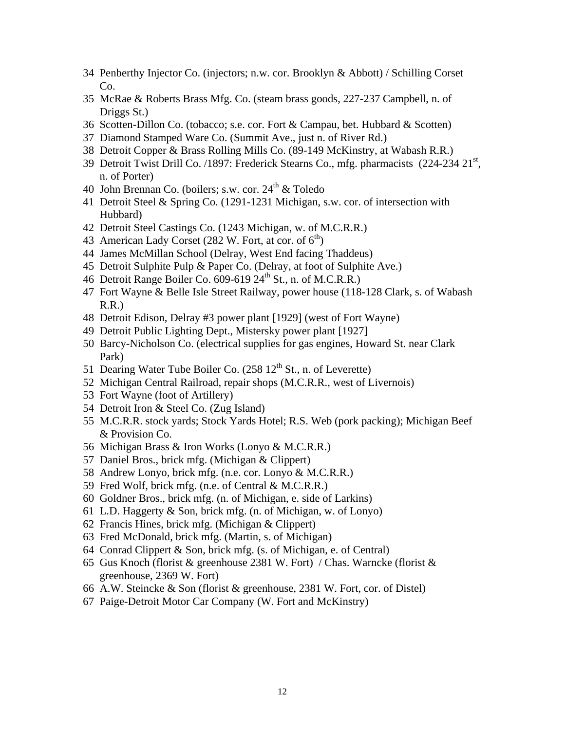34 Penberthy Injector Co. (injectors; n.w. cor. Brooklyn & Abbott) / Schilling Corset Co.
35 McRae & Roberts Brass Mfg. Co. (steam brass goods, 227-237 Campbell, n. of Driggs St.)
36 Scotten-Dillon Co. (tobacco; s.e. cor. Fort & Campau, bet. Hubbard & Scotten)
37 Diamond Stamped Ware Co. (Summit Ave., just n. of River Rd.)
38 Detroit Copper & Brass Rolling Mills Co. (89-149 McKinstry, at Wabash R.R.)
39 Detroit Twist Drill Co. /1897: Frederick Stearns Co., mfg. pharmacists (224-234 21st, n. of Porter)
40 John Brennan Co. (boilers; s.w. cor. 24th & Toledo
41 Detroit Steel & Spring Co. (1291-1231 Michigan, s.w. cor. of intersection with Hubbard)
42 Detroit Steel Castings Co. (1243 Michigan, w. of M.C.R.R.)
43 American Lady Corset (282 W. Fort, at cor. of 6th)
44 James McMillan School (Delray, West End facing Thaddeus)
45 Detroit Sulphite Pulp & Paper Co. (Delray, at foot of Sulphite Ave.)
46 Detroit Range Boiler Co. 609-619 24th St., n. of M.C.R.R.)
47 Fort Wayne & Belle Isle Street Railway, power house (118-128 Clark, s. of Wabash R.R.)
48 Detroit Edison, Delray #3 power plant [1929] (west of Fort Wayne)
49 Detroit Public Lighting Dept., Mistersky power plant [1927]
50 Barcy-Nicholson Co. (electrical supplies for gas engines, Howard St. near Clark Park)
51 Dearing Water Tube Boiler Co. (258 12th St., n. of Leverette)
52 Michigan Central Railroad, repair shops (M.C.R.R., west of Livernois)
53 Fort Wayne (foot of Artillery)
54 Detroit Iron & Steel Co. (Zug Island)
55 M.C.R.R. stock yards; Stock Yards Hotel; R.S. Web (pork packing); Michigan Beef & Provision Co.
56 Michigan Brass & Iron Works (Lonyo & M.C.R.R.)
57 Daniel Bros., brick mfg. (Michigan & Clippert)
58 Andrew Lonyo, brick mfg. (n.e. cor. Lonyo & M.C.R.R.)
59 Fred Wolf, brick mfg. (n.e. of Central & M.C.R.R.)
60 Goldner Bros., brick mfg. (n. of Michigan, e. side of Larkins)
61 L.D. Haggerty & Son, brick mfg. (n. of Michigan, w. of Lonyo)
62 Francis Hines, brick mfg. (Michigan & Clippert)
63 Fred McDonald, brick mfg. (Martin, s. of Michigan)
64 Conrad Clippert & Son, brick mfg. (s. of Michigan, e. of Central)
65 Gus Knoch (florist & greenhouse 2381 W. Fort) / Chas. Warncke (florist & greenhouse, 2369 W. Fort)
66 A.W. Steincke & Son (florist & greenhouse, 2381 W. Fort, cor. of Distel)
67 Paige-Detroit Motor Car Company (W. Fort and McKinstry)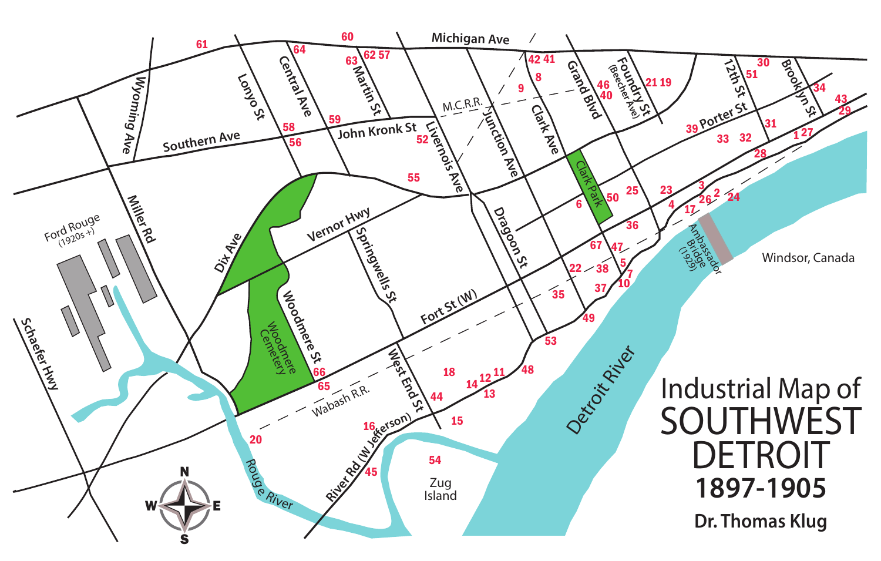# Industrial Map of SOUTHWEST DETROIT

## 1897-1905

**Dr. Thomas Klug**